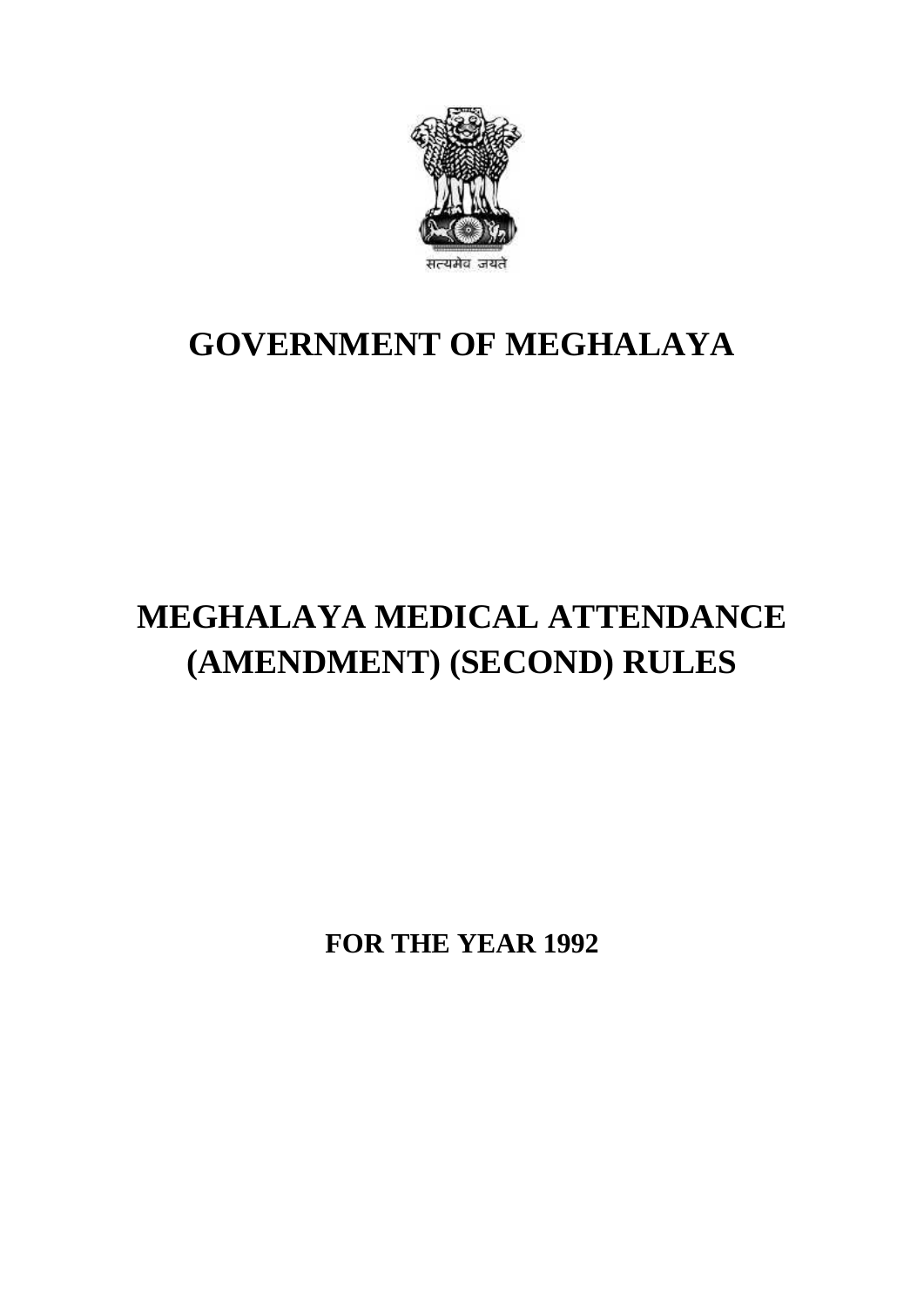सत्यमेव जयते

# GOVERNMENT OF MEGHALAYA

# MEGHALAYA MEDICAL ATTENDANCE (AMENDMENT) (SECOND) RULES

**FOR THE YEAR 1992**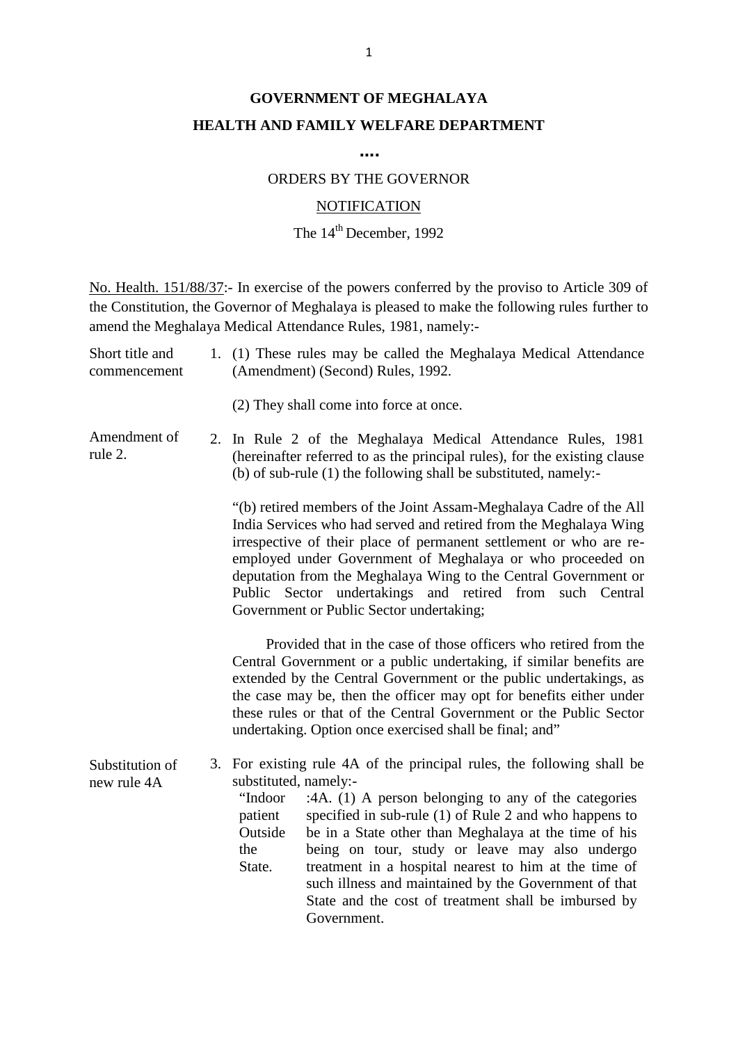**GOVERNMENT OF MEGHALAYA**

**HEALTH AND FAMILY WELFARE DEPARTMENT**

**....**

ORDERS BY THE GOVERNOR

NOTIFICATION

The 14th December, 1992

No. Health. 151/88/37:- In exercise of the powers conferred by the proviso to Article 309 of the Constitution, the Governor of Meghalaya is pleased to make the following rules further to amend the Meghalaya Medical Attendance Rules, 1981, namely:-

Short title and commencement

1. (1) These rules may be called the Meghalaya Medical Attendance (Amendment) (Second) Rules, 1992.

   (2) They shall come into force at once.

Amendment of rule 2.

2. In Rule 2 of the Meghalaya Medical Attendance Rules, 1981 (hereinafter referred to as the principal rules), for the existing clause (b) of sub-rule (1) the following shall be substituted, namely:-

   "(b) retired members of the Joint Assam-Meghalaya Cadre of the All India Services who had served and retired from the Meghalaya Wing irrespective of their place of permanent settlement or who are re-employed under Government of Meghalaya or who proceeded on deputation from the Meghalaya Wing to the Central Government or Public Sector undertakings and retired from such Central Government or Public Sector undertaking;

   Provided that in the case of those officers who retired from the Central Government or a public undertaking, if similar benefits are extended by the Central Government or the public undertakings, as the case may be, then the officer may opt for benefits either under these rules or that of the Central Government or the Public Sector undertaking. Option once exercised shall be final; and"

Substitution of new rule 4A

3. For existing rule 4A of the principal rules, the following shall be substituted, namely:-

   "Indoor patient Outside the State.

   :4A. (1) A person belonging to any of the categories specified in sub-rule (1) of Rule 2 and who happens to be in a State other than Meghalaya at the time of his being on tour, study or leave may also undergo treatment in a hospital nearest to him at the time of such illness and maintained by the Government of that State and the cost of treatment shall be imbursed by Government.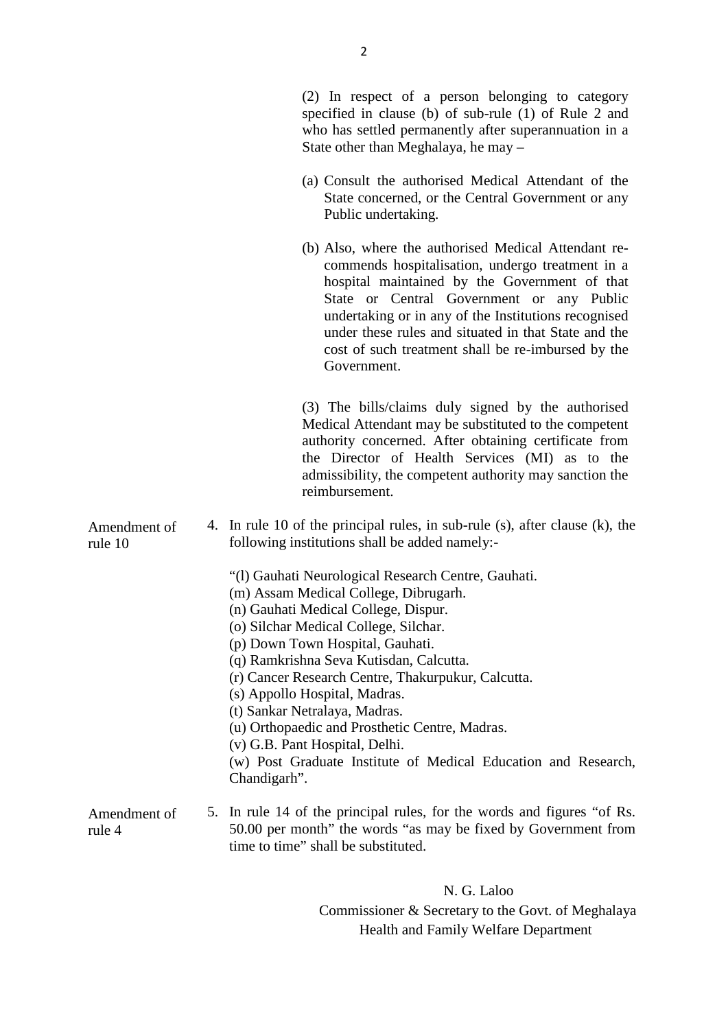(2) In respect of a person belonging to category specified in clause (b) of sub-rule (1) of Rule 2 and who has settled permanently after superannuation in a State other than Meghalaya, he may –

(a) Consult the authorised Medical Attendant of the State concerned, or the Central Government or any Public undertaking.

(b) Also, where the authorised Medical Attendant recommends hospitalisation, undergo treatment in a hospital maintained by the Government of that State or Central Government or any Public undertaking or in any of the Institutions recognised under these rules and situated in that State and the cost of such treatment shall be re-imbursed by the Government.

(3) The bills/claims duly signed by the authorised Medical Attendant may be substituted to the competent authority concerned. After obtaining certificate from the Director of Health Services (MI) as to the admissibility, the competent authority may sanction the reimbursement.

Amendment of rule 10

4. In rule 10 of the principal rules, in sub-rule (s), after clause (k), the following institutions shall be added namely:-

"(l) Gauhati Neurological Research Centre, Gauhati.
(m) Assam Medical College, Dibrugarh.
(n) Gauhati Medical College, Dispur.
(o) Silchar Medical College, Silchar.
(p) Down Town Hospital, Gauhati.
(q) Ramkrishna Seva Kutisdan, Calcutta.
(r) Cancer Research Centre, Thakurpukur, Calcutta.
(s) Appollo Hospital, Madras.
(t) Sankar Netralaya, Madras.
(u) Orthopaedic and Prosthetic Centre, Madras.
(v) G.B. Pant Hospital, Delhi.
(w) Post Graduate Institute of Medical Education and Research, Chandigarh".

Amendment of rule 4

5. In rule 14 of the principal rules, for the words and figures "of Rs. 50.00 per month" the words "as may be fixed by Government from time to time" shall be substituted.

N. G. Laloo
Commissioner & Secretary to the Govt. of Meghalaya
Health and Family Welfare Department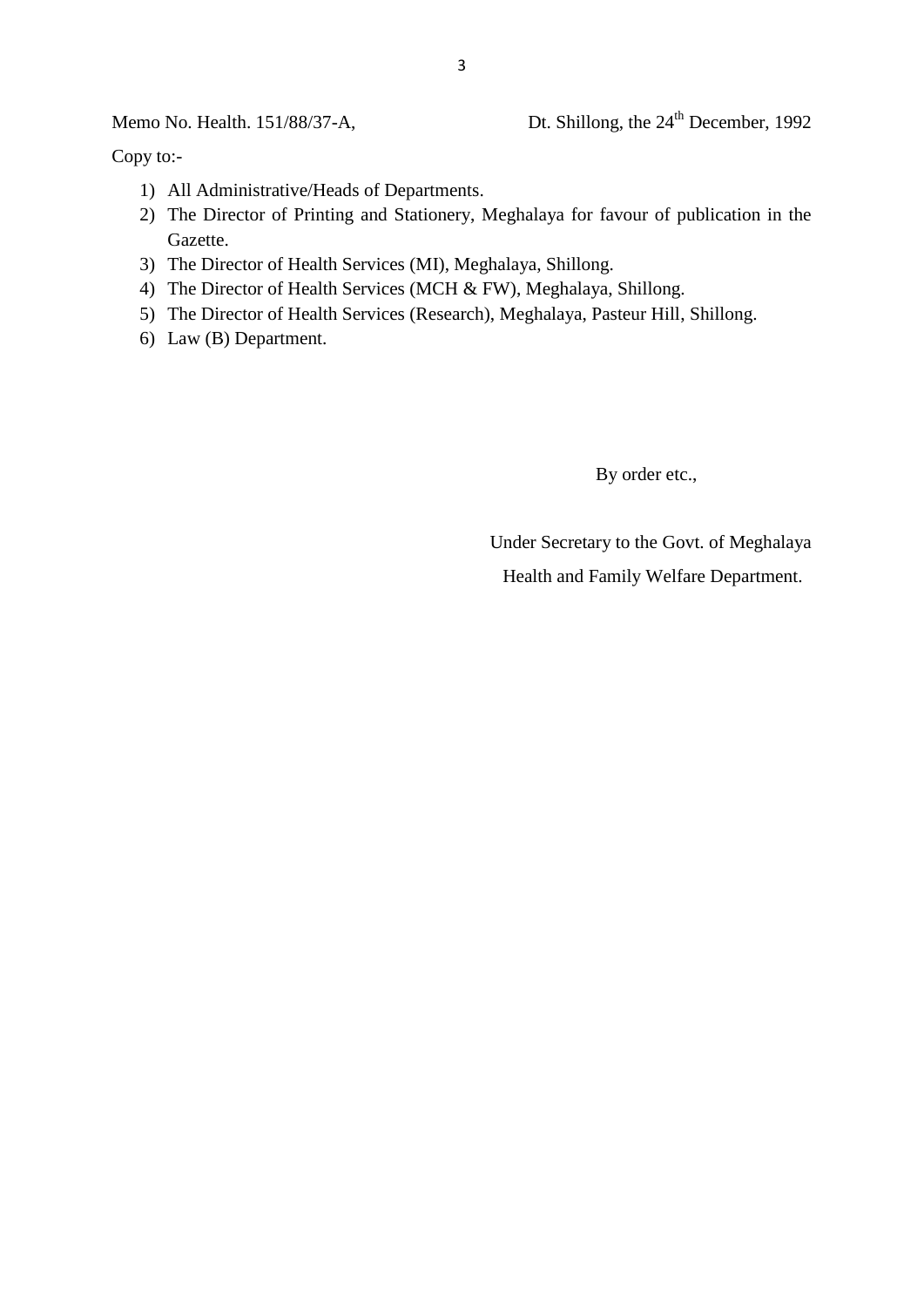Memo No. Health. 151/88/37-A,                    Dt. Shillong, the 24th December, 1992

Copy to:-

1) All Administrative/Heads of Departments.
2) The Director of Printing and Stationery, Meghalaya for favour of publication in the Gazette.
3) The Director of Health Services (MI), Meghalaya, Shillong.
4) The Director of Health Services (MCH & FW), Meghalaya, Shillong.
5) The Director of Health Services (Research), Meghalaya, Pasteur Hill, Shillong.
6) Law (B) Department.

By order etc.,

Under Secretary to the Govt. of Meghalaya

Health and Family Welfare Department.